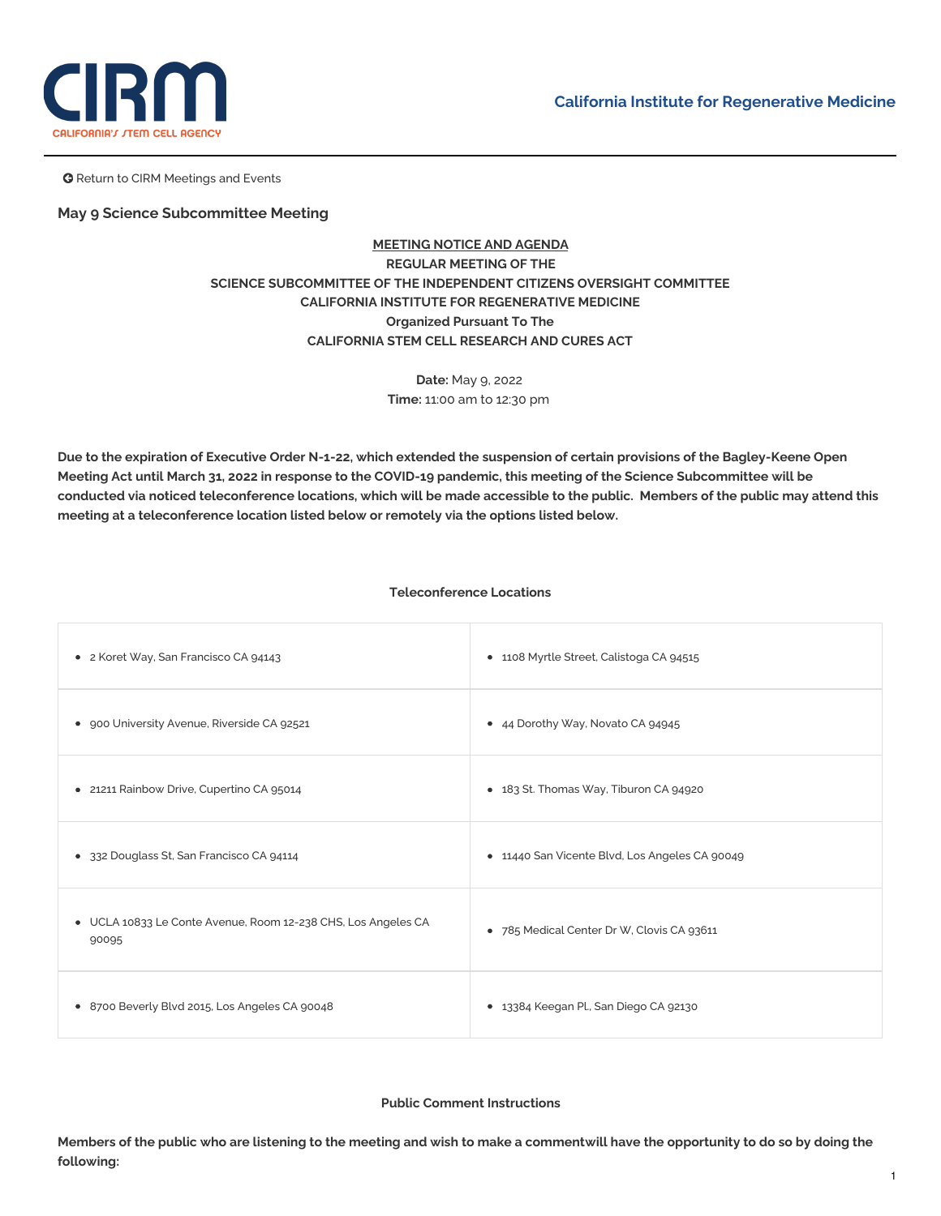California Institute for Regenerative Medicine

Return to CIRM Meetings and Events

## May 9 Science Subcommittee Meeting

**MEETING NOTICE AND AGENDA**
**REGULAR MEETING OF THE**
**SCIENCE SUBCOMMITTEE OF THE INDEPENDENT CITIZENS OVERSIGHT COMMITTEE**
**CALIFORNIA INSTITUTE FOR REGENERATIVE MEDICINE**
**Organized Pursuant To The**
**CALIFORNIA STEM CELL RESEARCH AND CURES ACT**

**Date:** May 9, 2022
**Time:** 11:00 am to 12:30 pm

**Due to the expiration of Executive Order N-1-22, which extended the suspension of certain provisions of the Bagley-Keene Open Meeting Act until March 31, 2022 in response to the COVID-19 pandemic, this meeting of the Science Subcommittee will be conducted via noticed teleconference locations, which will be made accessible to the public. Members of the public may attend this meeting at a teleconference location listed below or remotely via the options listed below.**

**Teleconference Locations**

| | |
|---|---|
| • 2 Koret Way, San Francisco CA 94143 | • 1108 Myrtle Street, Calistoga CA 94515 |
| • 900 University Avenue, Riverside CA 92521 | • 44 Dorothy Way, Novato CA 94945 |
| • 21211 Rainbow Drive, Cupertino CA 95014 | • 183 St. Thomas Way, Tiburon CA 94920 |
| • 332 Douglass St, San Francisco CA 94114 | • 11440 San Vicente Blvd, Los Angeles CA 90049 |
| • UCLA 10833 Le Conte Avenue, Room 12-238 CHS, Los Angeles CA 90095 | • 785 Medical Center Dr W, Clovis CA 93611 |
| • 8700 Beverly Blvd 2015, Los Angeles CA 90048 | • 13384 Keegan Pl., San Diego CA 92130 |

**Public Comment Instructions**

**Members of the public who are listening to the meeting and wish to make a commentwill have the opportunity to do so by doing the following:**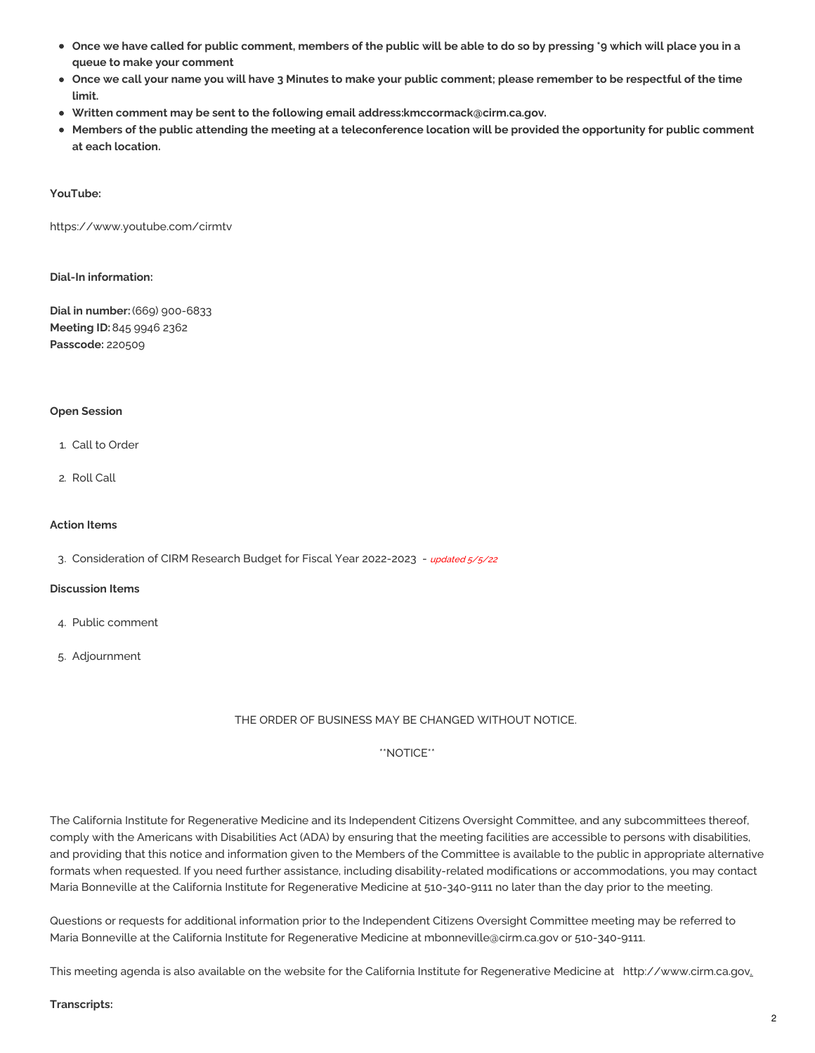- **Once we have called for public comment, members of the public will be able to do so by pressing *9 which will place you in a queue to make your comment**
- **Once we call your name you will have 3 Minutes to make your public comment; please remember to be respectful of the time limit.**
- **Written comment may be sent to the following email address:kmccormack@cirm.ca.gov.**
- **Members of the public attending the meeting at a teleconference location will be provided the opportunity for public comment at each location.**

**YouTube:**

https://www.youtube.com/cirmtv

**Dial-In information:**

**Dial in number:** (669) 900-6833
**Meeting ID:** 845 9946 2362
**Passcode:** 220509

**Open Session**

1. Call to Order
2. Roll Call

**Action Items**

3. Consideration of CIRM Research Budget for Fiscal Year 2022-2023 - *updated 5/5/22*

**Discussion Items**

4. Public comment
5. Adjournment

THE ORDER OF BUSINESS MAY BE CHANGED WITHOUT NOTICE.

**NOTICE**

The California Institute for Regenerative Medicine and its Independent Citizens Oversight Committee, and any subcommittees thereof, comply with the Americans with Disabilities Act (ADA) by ensuring that the meeting facilities are accessible to persons with disabilities, and providing that this notice and information given to the Members of the Committee is available to the public in appropriate alternative formats when requested. If you need further assistance, including disability-related modifications or accommodations, you may contact Maria Bonneville at the California Institute for Regenerative Medicine at 510-340-9111 no later than the day prior to the meeting.

Questions or requests for additional information prior to the Independent Citizens Oversight Committee meeting may be referred to Maria Bonneville at the California Institute for Regenerative Medicine at mbonneville@cirm.ca.gov or 510-340-9111.

This meeting agenda is also available on the website for the California Institute for Regenerative Medicine at http://www.cirm.ca.gov.

**Transcripts:**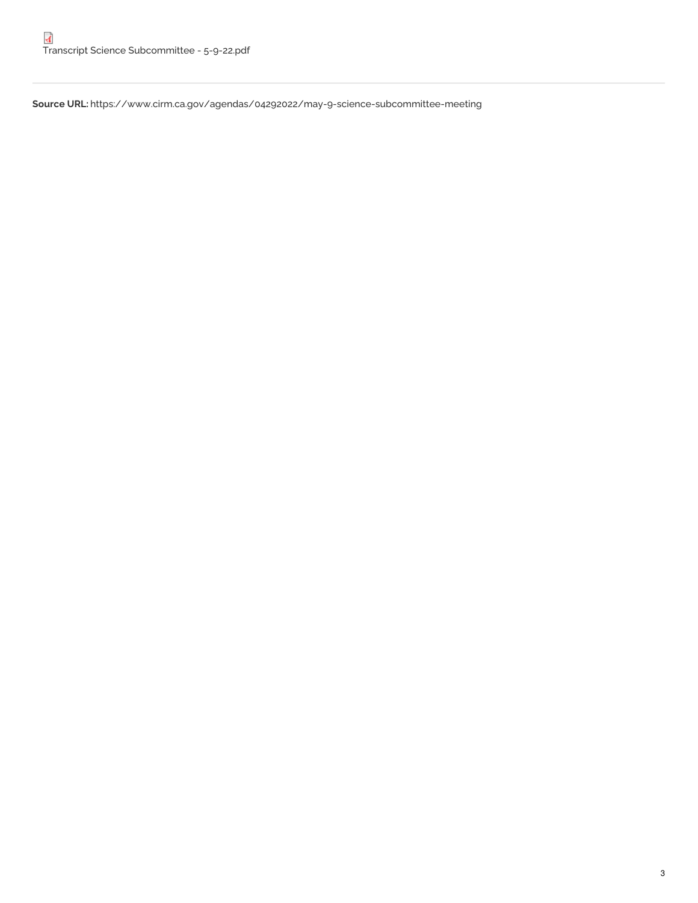Transcript Science Subcommittee - 5-9-22.pdf

---

**Source URL:** https://www.cirm.ca.gov/agendas/04292022/may-9-science-subcommittee-meeting